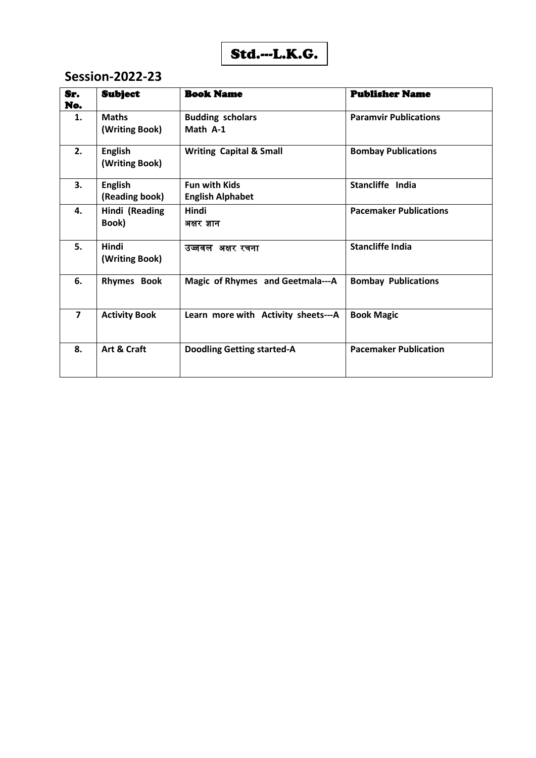# Std.---L.K.G.

## Session-2022-23

| Sr. No. | Subject | Book Name | Publisher Name |
|---|---|---|---|
| 1. | **Maths (Writing Book)** | **Budding scholars Math A-1** | **Paramvir Publications** |
| 2. | **English (Writing Book)** | **Writing Capital & Small** | **Bombay Publications** |
| 3. | **English (Reading book)** | **Fun with Kids English Alphabet** | **Stancliffe India** |
| 4. | **Hindi (Reading Book)** | **Hindi** अक्षर ज्ञान | **Pacemaker Publications** |
| 5. | **Hindi (Writing Book)** | उज्जवल अक्षर रचना | **Stancliffe India** |
| 6. | **Rhymes Book** | **Magic of Rhymes and Geetmala---A** | **Bombay Publications** |
| 7 | **Activity Book** | **Learn more with Activity sheets---A** | **Book Magic** |
| 8. | **Art & Craft** | **Doodling Getting started-A** | **Pacemaker Publication** |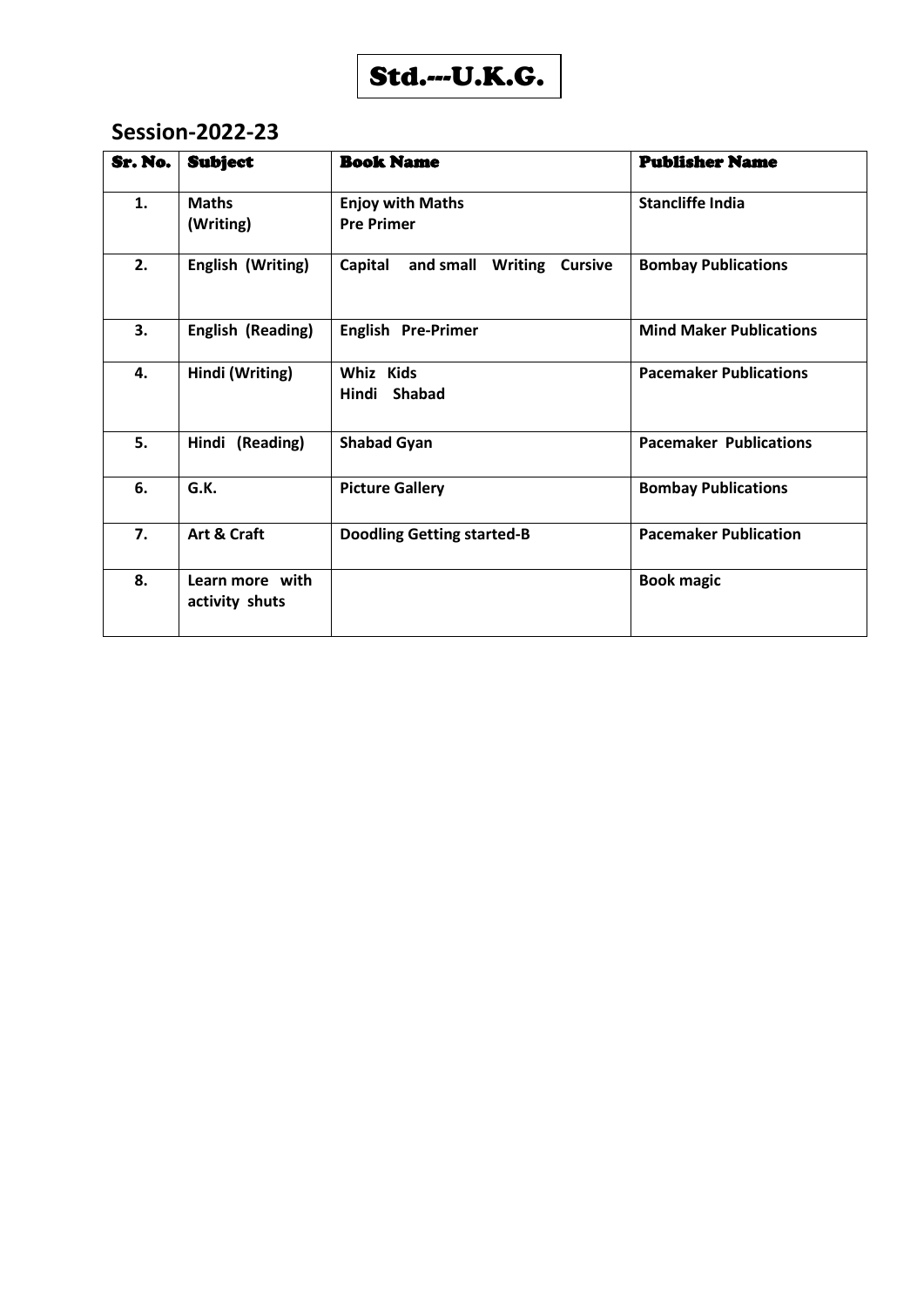# Std.---U.K.G.

## Session-2022-23

| Sr. No. | Subject | Book Name | Publisher Name |
|---|---|---|---|
| 1. | Maths (Writing) | Enjoy with Maths Pre Primer | Stancliffe India |
| 2. | English (Writing) | Capital and small Writing Cursive | Bombay Publications |
| 3. | English (Reading) | English Pre-Primer | Mind Maker Publications |
| 4. | Hindi (Writing) | Whiz Kids Hindi Shabad | Pacemaker Publications |
| 5. | Hindi (Reading) | Shabad Gyan | Pacemaker Publications |
| 6. | G.K. | Picture Gallery | Bombay Publications |
| 7. | Art & Craft | Doodling Getting started-B | Pacemaker Publication |
| 8. | Learn more with activity shuts | | Book magic |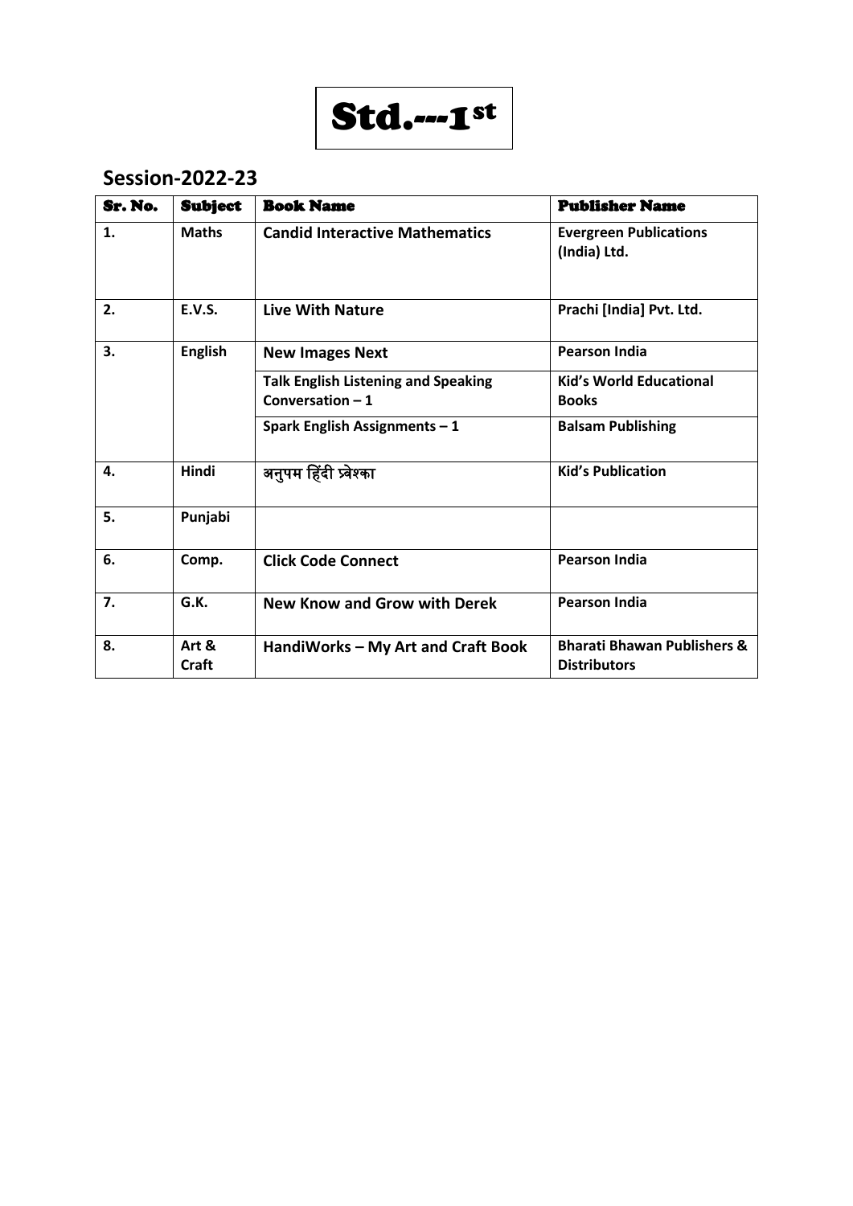# Std.---1st

## Session-2022-23

| Sr. No. | Subject | Book Name | Publisher Name |
|---|---|---|---|
| 1. | Maths | Candid Interactive Mathematics | Evergreen Publications (India) Ltd. |
| 2. | E.V.S. | Live With Nature | Prachi [India] Pvt. Ltd. |
| 3. | English | New Images Next | Pearson India |
| | | Talk English Listening and Speaking Conversation – 1 | Kid's World Educational Books |
| | | Spark English Assignments – 1 | Balsam Publishing |
| 4. | Hindi | अनुपम हिंदी प्रवेश्का | Kid's Publication |
| 5. | Punjabi | | |
| 6. | Comp. | Click Code Connect | Pearson India |
| 7. | G.K. | New Know and Grow with Derek | Pearson India |
| 8. | Art & Craft | HandiWorks – My Art and Craft Book | Bharati Bhawan Publishers & Distributors |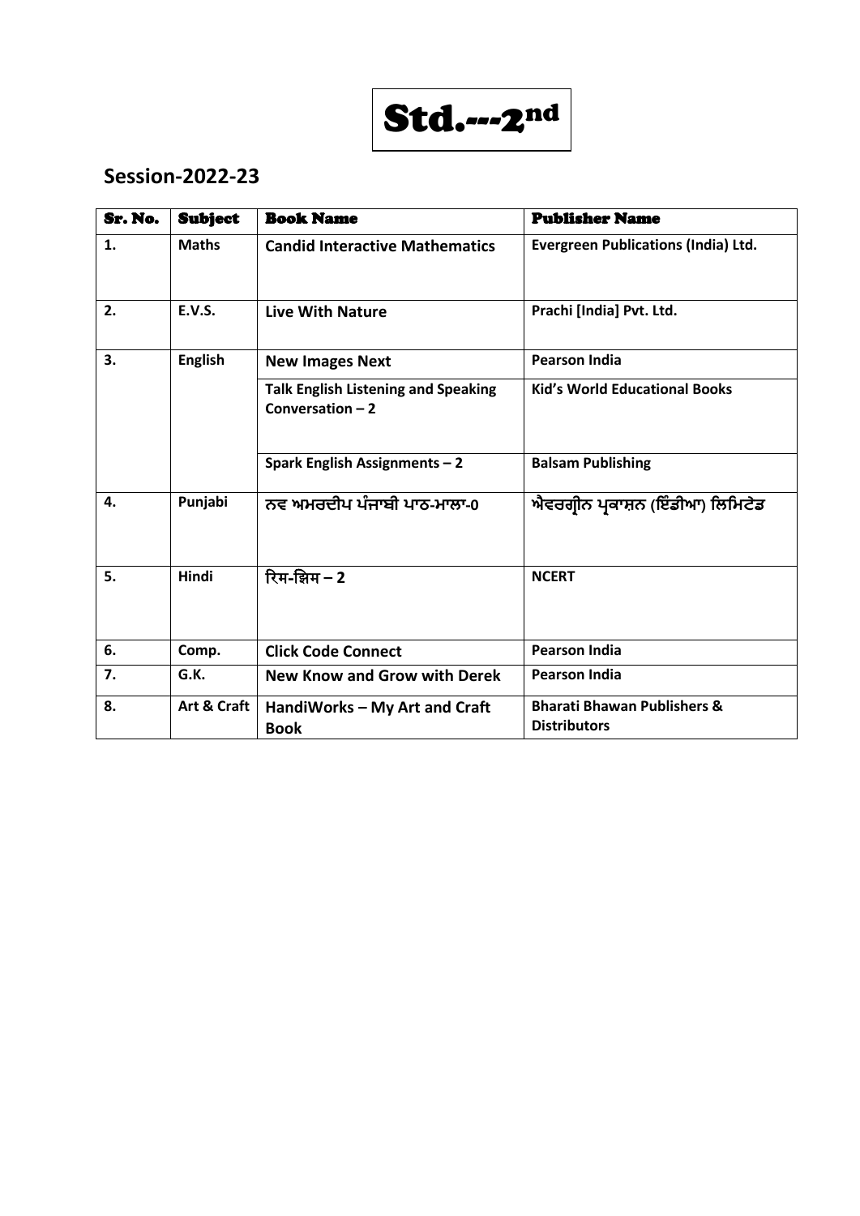# Std.---2nd

## Session-2022-23

| Sr. No. | Subject | Book Name | Publisher Name |
|---|---|---|---|
| 1. | Maths | Candid Interactive Mathematics | Evergreen Publications (India) Ltd. |
| 2. | E.V.S. | Live With Nature | Prachi [India] Pvt. Ltd. |
| 3. | English | New Images Next | Pearson India |
| | | Talk English Listening and Speaking Conversation – 2 | Kid's World Educational Books |
| | | Spark English Assignments – 2 | Balsam Publishing |
| 4. | Punjabi | ਨਵ ਅਮਰਦੀਪ ਪੰਜਾਬੀ ਪਾਠ-ਮਾਲਾ-0 | ਐਵਰਗ੍ਰੀਨ ਪ੍ਰਕਾਸ਼ਨ (ਇੰਡੀਆ) ਲਿਮਿਟੇਡ |
| 5. | Hindi | रिम-झिम – 2 | NCERT |
| 6. | Comp. | Click Code Connect | Pearson India |
| 7. | G.K. | New Know and Grow with Derek | Pearson India |
| 8. | Art & Craft | HandiWorks – My Art and Craft Book | Bharati Bhawan Publishers & Distributors |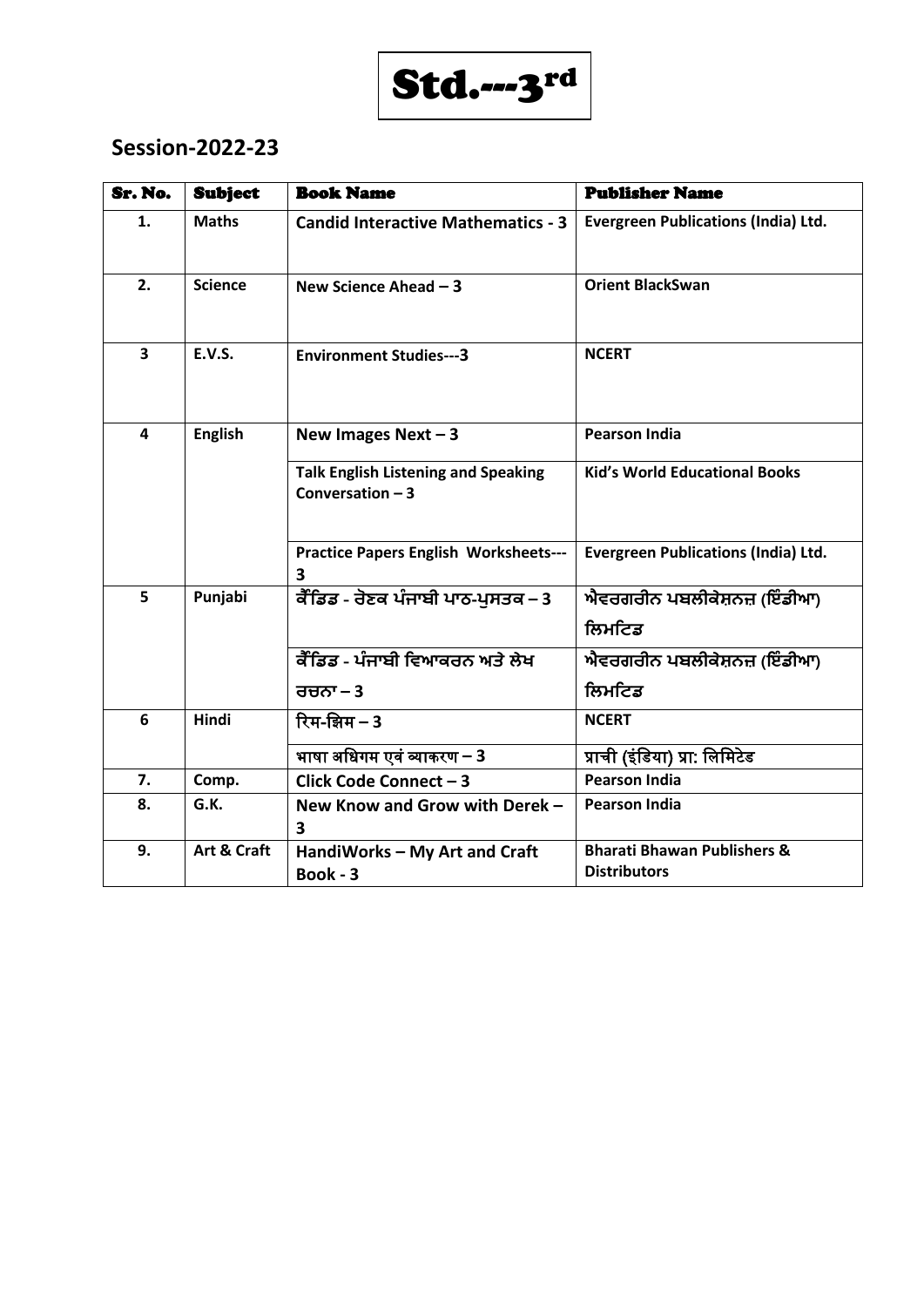# Std.---3[rd]

## Session-2022-23

| Sr. No. | Subject | Book Name | Publisher Name |
|---|---|---|---|
| 1. | Maths | Candid Interactive Mathematics - 3 | Evergreen Publications (India) Ltd. |
| 2. | Science | New Science Ahead – 3 | Orient BlackSwan |
| 3 | E.V.S. | Environment Studies---3 | NCERT |
| 4 | English | New Images Next – 3 | Pearson India |
| | | Talk English Listening and Speaking Conversation – 3 | Kid's World Educational Books |
| | | Practice Papers English Worksheets---3 | Evergreen Publications (India) Ltd. |
| 5 | Punjabi | ਕੈਂਡਿਡ - ਰੋਣਕ ਪੰਜਾਬੀ ਪਾਠ-ਪੁਸਤਕ – 3 | ਐਵਰਗਰੀਨ ਪਬਲੀਕੇਸ਼ਨਜ਼ (ਇੰਡੀਆ) ਲਿਮਟਿਡ |
| | | ਕੈਂਡਿਡ - ਪੰਜਾਬੀ ਵਿਆਕਰਨ ਅਤੇ ਲੇਖ ਰਚਨਾ – 3 | ਐਵਰਗਰੀਨ ਪਬਲੀਕੇਸ਼ਨਜ਼ (ਇੰਡੀਆ) ਲਿਮਟਿਡ |
| 6 | Hindi | रिम-झिम – 3 | NCERT |
| | | भाषा अधिगम एवं व्याकरण – 3 | प्राची (इंडिया) प्रा: लिमिटेड |
| 7. | Comp. | Click Code Connect – 3 | Pearson India |
| 8. | G.K. | New Know and Grow with Derek – 3 | Pearson India |
| 9. | Art & Craft | HandiWorks – My Art and Craft Book - 3 | Bharati Bhawan Publishers & Distributors |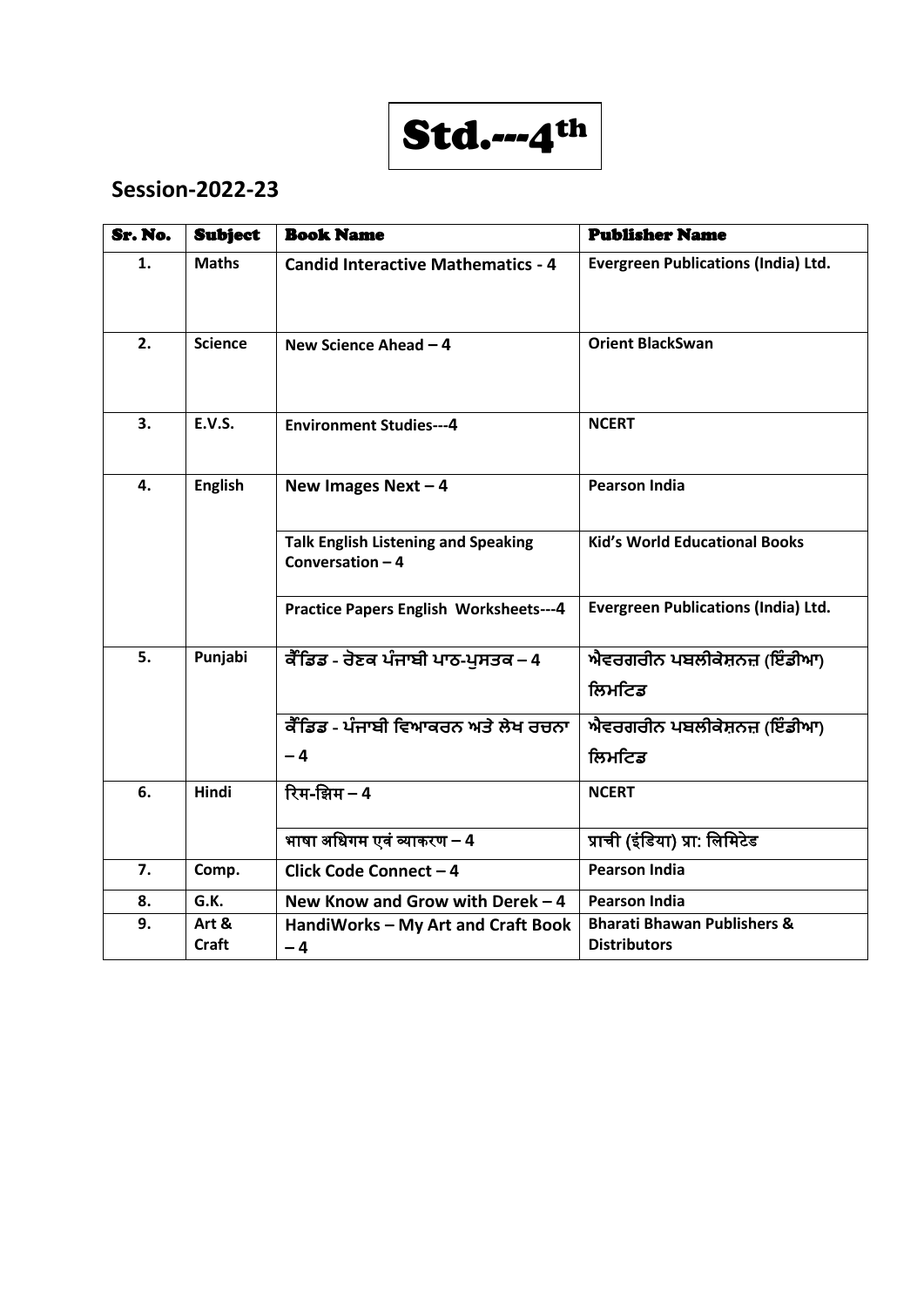# Std.---4th

## Session-2022-23

| Sr. No. | Subject | Book Name | Publisher Name |
|---|---|---|---|
| 1. | Maths | Candid Interactive Mathematics - 4 | Evergreen Publications (India) Ltd. |
| 2. | Science | New Science Ahead – 4 | Orient BlackSwan |
| 3. | E.V.S. | Environment Studies---4 | NCERT |
| 4. | English | New Images Next – 4 | Pearson India |
| | | Talk English Listening and Speaking Conversation – 4 | Kid's World Educational Books |
| | | Practice Papers English Worksheets---4 | Evergreen Publications (India) Ltd. |
| 5. | Punjabi | ਕੈਂਡਿਡ - ਰੋਣਕ ਪੰਜਾਬੀ ਪਾਠ-ਪੁਸਤਕ – 4 | ਐਵਰਗਰੀਨ ਪਬਲੀਕੇਸ਼ਨਜ਼ (ਇੰਡੀਆ) ਲਿਮਟਿਡ |
| | | ਕੈਂਡਿਡ - ਪੰਜਾਬੀ ਵਿਆਕਰਨ ਅਤੇ ਲੇਖ ਰਚਨਾ – 4 | ਐਵਰਗਰੀਨ ਪਬਲੀਕੇਸ਼ਨਜ਼ (ਇੰਡੀਆ) ਲਿਮਟਿਡ |
| 6. | Hindi | रिम-झिम – 4 | NCERT |
| | | भाषा अधिगम एवं व्याकरण – 4 | प्राची (इंडिया) प्रा: लिमिटेड |
| 7. | Comp. | Click Code Connect – 4 | Pearson India |
| 8. | G.K. | New Know and Grow with Derek – 4 | Pearson India |
| 9. | Art & Craft | HandiWorks – My Art and Craft Book – 4 | Bharati Bhawan Publishers & Distributors |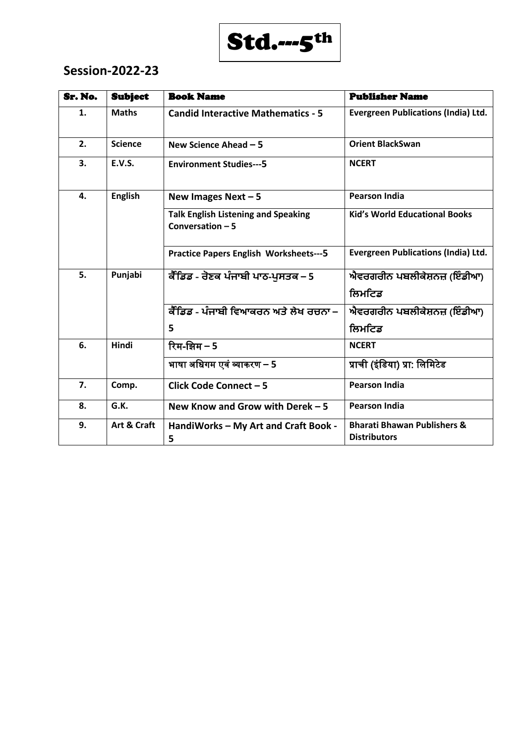# Std.---5th

## Session-2022-23

| Sr. No. | Subject | Book Name | Publisher Name |
|---|---|---|---|
| 1. | Maths | Candid Interactive Mathematics - 5 | Evergreen Publications (India) Ltd. |
| 2. | Science | New Science Ahead – 5 | Orient BlackSwan |
| 3. | E.V.S. | Environment Studies---5 | NCERT |
| 4. | English | New Images Next – 5 | Pearson India |
| | | Talk English Listening and Speaking Conversation – 5 | Kid's World Educational Books |
| | | Practice Papers English Worksheets---5 | Evergreen Publications (India) Ltd. |
| 5. | Punjabi | ਕੈਂਡਿਡ - ਰੋਣਕ ਪੰਜਾਬੀ ਪਾਠ-ਪੁਸਤਕ – 5 | ਐਵਰਗਰੀਨ ਪਬਲੀਕੇਸ਼ਨਜ਼ (ਇੰਡੀਆ) ਲਿਮਟਿਡ |
| | | ਕੈਂਡਿਡ - ਪੰਜਾਬੀ ਵਿਆਕਰਨ ਅਤੇ ਲੇਖ ਰਚਨਾ – 5 | ਐਵਰਗਰੀਨ ਪਬਲੀਕੇਸ਼ਨਜ਼ (ਇੰਡੀਆ) ਲਿਮਟਿਡ |
| 6. | Hindi | रिम-झिम – 5 | NCERT |
| | | भाषा अधिगम एवं व्याकरण – 5 | प्राची (इंडिया) प्रा: लिमिटेड |
| 7. | Comp. | Click Code Connect – 5 | Pearson India |
| 8. | G.K. | New Know and Grow with Derek – 5 | Pearson India |
| 9. | Art & Craft | HandiWorks – My Art and Craft Book - 5 | Bharati Bhawan Publishers & Distributors |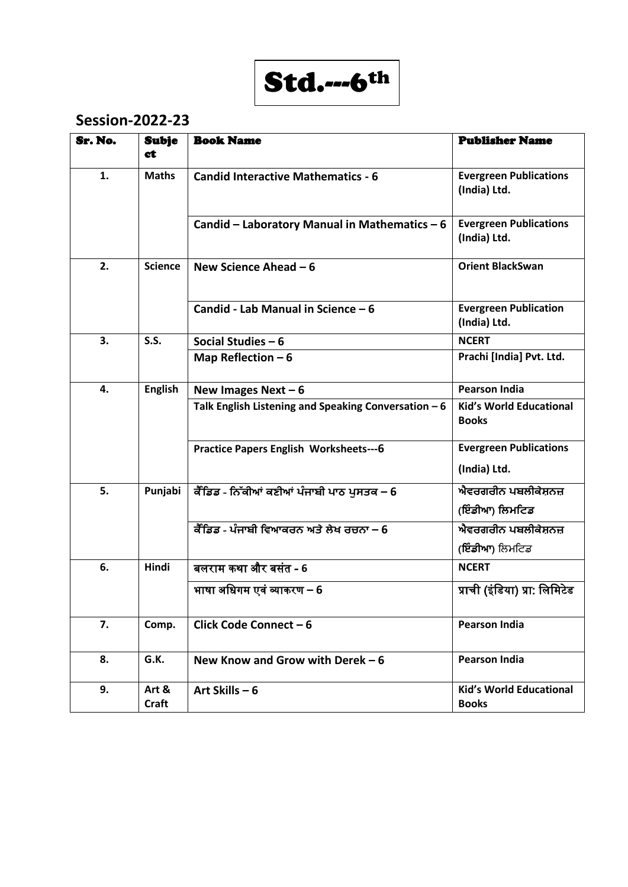# Std.---6th

## Session-2022-23

| Sr. No. | Subject | Book Name | Publisher Name |
|---|---|---|---|
| 1. | Maths | Candid Interactive Mathematics - 6 | Evergreen Publications (India) Ltd. |
| | | Candid – Laboratory Manual in Mathematics – 6 | Evergreen Publications (India) Ltd. |
| 2. | Science | New Science Ahead – 6 | Orient BlackSwan |
| | | Candid - Lab Manual in Science – 6 | Evergreen Publication (India) Ltd. |
| 3. | S.S. | Social Studies – 6 | NCERT |
| | | Map Reflection – 6 | Prachi [India] Pvt. Ltd. |
| 4. | English | New Images Next – 6 | Pearson India |
| | | Talk English Listening and Speaking Conversation – 6 | Kid's World Educational Books |
| | | Practice Papers English Worksheets---6 | Evergreen Publications (India) Ltd. |
| 5. | Punjabi | ਕੈਂਡਿਡ - ਨਿੱਕੀਆਂ ਕਣੀਆਂ ਪੰਜਾਬੀ ਪਾਠ ਪੁਸਤਕ – 6 | ਐਵਰਗਰੀਨ ਪਬਲੀਕੇਸ਼ਨਜ਼ (ਇੰਡੀਆ) ਲਿਮਟਿਡ |
| | | ਕੈਂਡਿਡ - ਪੰਜਾਬੀ ਵਿਆਕਰਨ ਅਤੇ ਲੇਖ ਰਚਨਾ – 6 | ਐਵਰਗਰੀਨ ਪਬਲੀਕੇਸ਼ਨਜ਼ (ਇੰਡੀਆ) ਲਿਮਟਿਡ |
| 6. | Hindi | बलराम कथा और बसंत - 6 | NCERT |
| | | भाषा अधिगम एवं व्याकरण – 6 | प्राची (इंडिया) प्रा: लिमिटेड |
| 7. | Comp. | Click Code Connect – 6 | Pearson India |
| 8. | G.K. | New Know and Grow with Derek – 6 | Pearson India |
| 9. | Art & Craft | Art Skills – 6 | Kid's World Educational Books |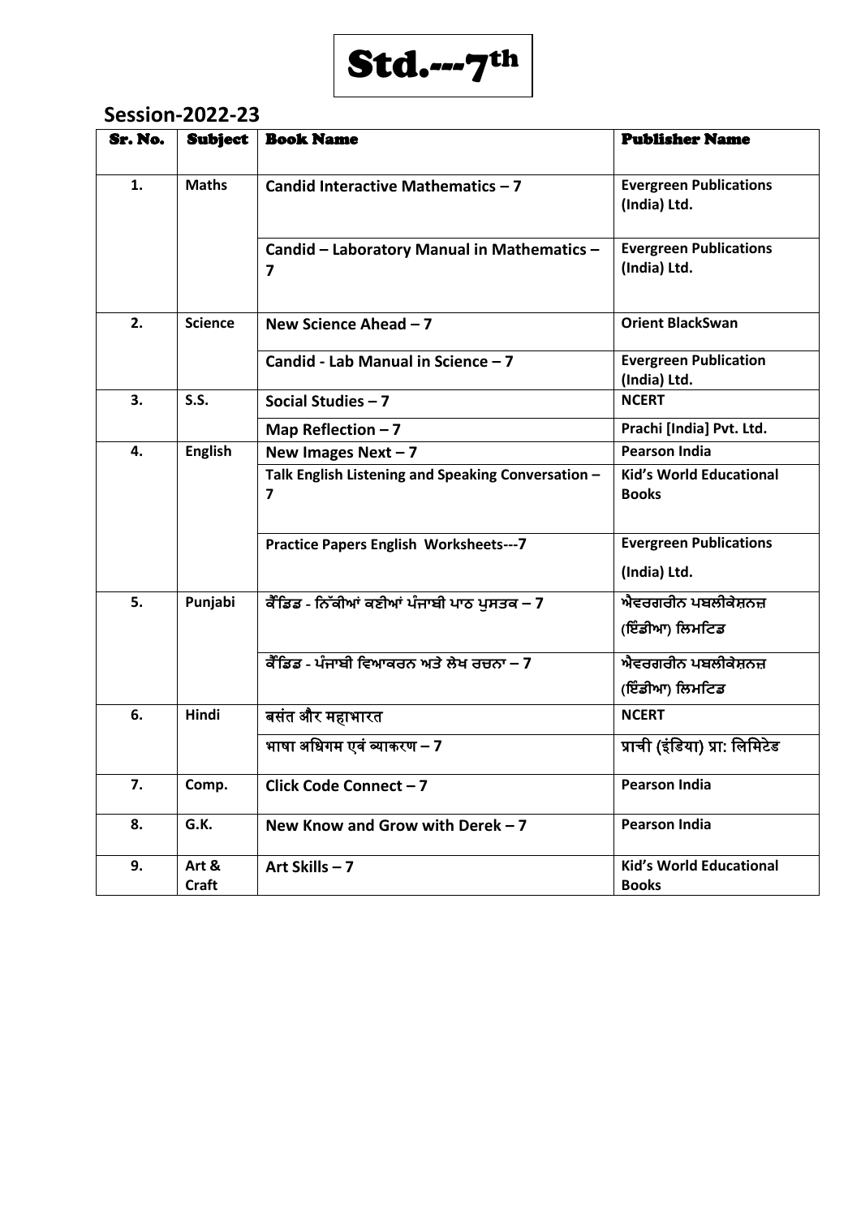# Std.---7th

## Session-2022-23

| Sr. No. | Subject | Book Name | Publisher Name |
|---|---|---|---|
| 1. | Maths | Candid Interactive Mathematics – 7 | Evergreen Publications (India) Ltd. |
| | | Candid – Laboratory Manual in Mathematics – 7 | Evergreen Publications (India) Ltd. |
| 2. | Science | New Science Ahead – 7 | Orient BlackSwan |
| | | Candid - Lab Manual in Science – 7 | Evergreen Publication (India) Ltd. |
| 3. | S.S. | Social Studies – 7 | NCERT |
| | | Map Reflection – 7 | Prachi [India] Pvt. Ltd. |
| 4. | English | New Images Next – 7 | Pearson India |
| | | Talk English Listening and Speaking Conversation – 7 | Kid's World Educational Books |
| | | Practice Papers English Worksheets---7 | Evergreen Publications (India) Ltd. |
| 5. | Punjabi | ਕੈਂਡਿਡ - ਨਿੱਕੀਆਂ ਕਣੀਆਂ ਪੰਜਾਬੀ ਪਾਠ ਪੁਸਤਕ – 7 | ਐਵਰਗਰੀਨ ਪਬਲੀਕੇਸ਼ਨਜ਼ (ਇੰਡੀਆ) ਲਿਮਟਿਡ |
| | | ਕੈਂਡਿਡ - ਪੰਜਾਬੀ ਵਿਆਕਰਨ ਅਤੇ ਲੇਖ ਰਚਨਾ – 7 | ਐਵਰਗਰੀਨ ਪਬਲੀਕੇਸ਼ਨਜ਼ (ਇੰਡੀਆ) ਲਿਮਟਿਡ |
| 6. | Hindi | बसंत और महाभारत | NCERT |
| | | भाषा अधिगम एवं व्याकरण – 7 | प्राची (इंडिया) प्रा: लिमिटेड |
| 7. | Comp. | Click Code Connect – 7 | Pearson India |
| 8. | G.K. | New Know and Grow with Derek – 7 | Pearson India |
| 9. | Art & Craft | Art Skills – 7 | Kid's World Educational Books |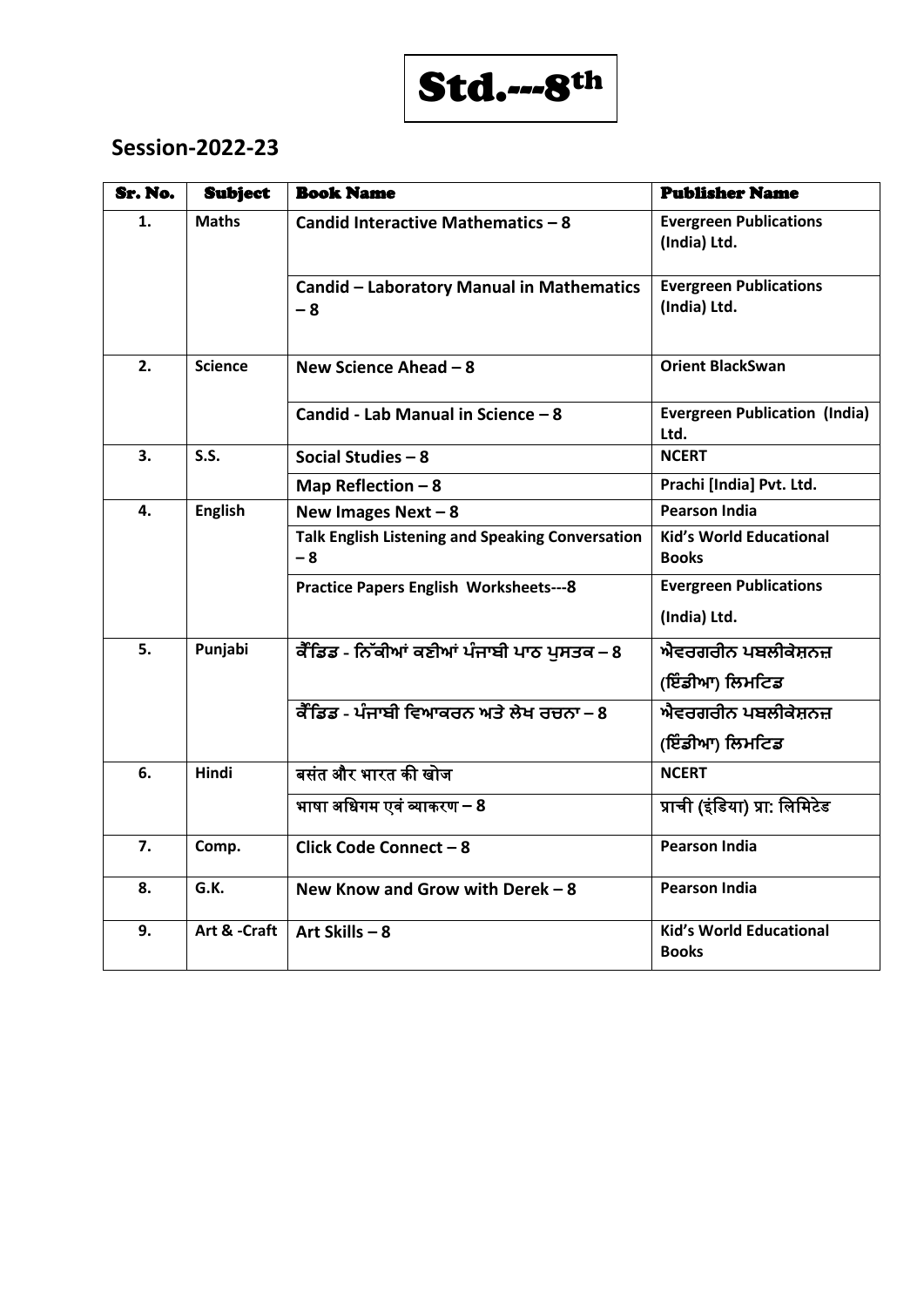# Std.---8th

## Session-2022-23

| Sr. No. | Subject | Book Name | Publisher Name |
|---|---|---|---|
| 1. | Maths | **Candid Interactive Mathematics – 8** | **Evergreen Publications (India) Ltd.** |
| | | **Candid – Laboratory Manual in Mathematics – 8** | **Evergreen Publications (India) Ltd.** |
| 2. | Science | **New Science Ahead – 8** | **Orient BlackSwan** |
| | | **Candid - Lab Manual in Science – 8** | **Evergreen Publication (India) Ltd.** |
| 3. | S.S. | **Social Studies – 8** | **NCERT** |
| | | **Map Reflection – 8** | **Prachi [India] Pvt. Ltd.** |
| 4. | English | **New Images Next – 8** | **Pearson India** |
| | | **Talk English Listening and Speaking Conversation – 8** | **Kid's World Educational Books** |
| | | **Practice Papers English Worksheets---8** | **Evergreen Publications (India) Ltd.** |
| 5. | Punjabi | **ਕੈਂਡਿਡ - ਨਿੱਕੀਆਂ ਕਣੀਆਂ ਪੰਜਾਬੀ ਪਾਠ ਪੁਸਤਕ – 8** | **ਐਵਰਗਰੀਨ ਪਬਲੀਕੇਸ਼ਨਜ਼ (ਇੰਡੀਆ) ਲਿਮਟਿਡ** |
| | | **ਕੈਂਡਿਡ - ਪੰਜਾਬੀ ਵਿਆਕਰਨ ਅਤੇ ਲੇਖ ਰਚਨਾ – 8** | **ਐਵਰਗਰੀਨ ਪਬਲੀਕੇਸ਼ਨਜ਼ (ਇੰਡੀਆ) ਲਿਮਟਿਡ** |
| 6. | Hindi | बसंत और भारत की खोज | **NCERT** |
| | | भाषा अधिगम एवं व्याकरण – 8 | प्राची (इंडिया) प्रा: लिमिटेड |
| 7. | Comp. | **Click Code Connect – 8** | **Pearson India** |
| 8. | G.K. | **New Know and Grow with Derek – 8** | **Pearson India** |
| 9. | Art & -Craft | **Art Skills – 8** | **Kid's World Educational Books** |